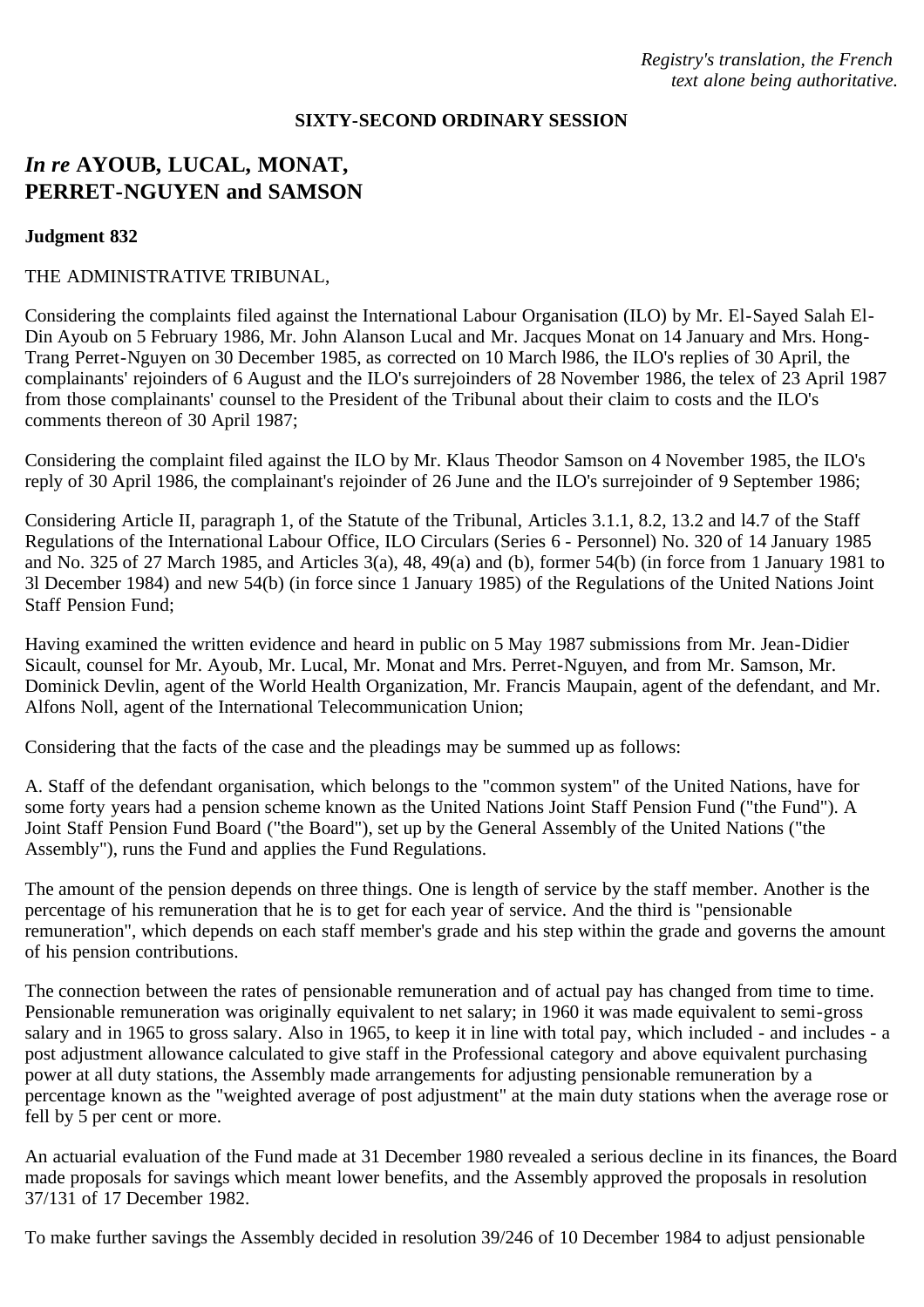*Registry's translation, the French text alone being authoritative.*

**SIXTY-SECOND ORDINARY SESSION**

# *In re* AYOUB, LUCAL, MONAT, PERRET-NGUYEN and SAMSON

**Judgment 832**

THE ADMINISTRATIVE TRIBUNAL,

Considering the complaints filed against the International Labour Organisation (ILO) by Mr. El-Sayed Salah El-Din Ayoub on 5 February 1986, Mr. John Alanson Lucal and Mr. Jacques Monat on 14 January and Mrs. Hong-Trang Perret-Nguyen on 30 December 1985, as corrected on 10 March l986, the ILO's replies of 30 April, the complainants' rejoinders of 6 August and the ILO's surrejoinders of 28 November 1986, the telex of 23 April 1987 from those complainants' counsel to the President of the Tribunal about their claim to costs and the ILO's comments thereon of 30 April 1987;

Considering the complaint filed against the ILO by Mr. Klaus Theodor Samson on 4 November 1985, the ILO's reply of 30 April 1986, the complainant's rejoinder of 26 June and the ILO's surrejoinder of 9 September 1986;

Considering Article II, paragraph 1, of the Statute of the Tribunal, Articles 3.1.1, 8.2, 13.2 and l4.7 of the Staff Regulations of the International Labour Office, ILO Circulars (Series 6 - Personnel) No. 320 of 14 January 1985 and No. 325 of 27 March 1985, and Articles 3(a), 48, 49(a) and (b), former 54(b) (in force from 1 January 1981 to 3l December 1984) and new 54(b) (in force since 1 January 1985) of the Regulations of the United Nations Joint Staff Pension Fund;

Having examined the written evidence and heard in public on 5 May 1987 submissions from Mr. Jean-Didier Sicault, counsel for Mr. Ayoub, Mr. Lucal, Mr. Monat and Mrs. Perret-Nguyen, and from Mr. Samson, Mr. Dominick Devlin, agent of the World Health Organization, Mr. Francis Maupain, agent of the defendant, and Mr. Alfons Noll, agent of the International Telecommunication Union;

Considering that the facts of the case and the pleadings may be summed up as follows:

A. Staff of the defendant organisation, which belongs to the "common system" of the United Nations, have for some forty years had a pension scheme known as the United Nations Joint Staff Pension Fund ("the Fund"). A Joint Staff Pension Fund Board ("the Board"), set up by the General Assembly of the United Nations ("the Assembly"), runs the Fund and applies the Fund Regulations.

The amount of the pension depends on three things. One is length of service by the staff member. Another is the percentage of his remuneration that he is to get for each year of service. And the third is "pensionable remuneration", which depends on each staff member's grade and his step within the grade and governs the amount of his pension contributions.

The connection between the rates of pensionable remuneration and of actual pay has changed from time to time. Pensionable remuneration was originally equivalent to net salary; in 1960 it was made equivalent to semi-gross salary and in 1965 to gross salary. Also in 1965, to keep it in line with total pay, which included - and includes - a post adjustment allowance calculated to give staff in the Professional category and above equivalent purchasing power at all duty stations, the Assembly made arrangements for adjusting pensionable remuneration by a percentage known as the "weighted average of post adjustment" at the main duty stations when the average rose or fell by 5 per cent or more.

An actuarial evaluation of the Fund made at 31 December 1980 revealed a serious decline in its finances, the Board made proposals for savings which meant lower benefits, and the Assembly approved the proposals in resolution 37/131 of 17 December 1982.

To make further savings the Assembly decided in resolution 39/246 of 10 December 1984 to adjust pensionable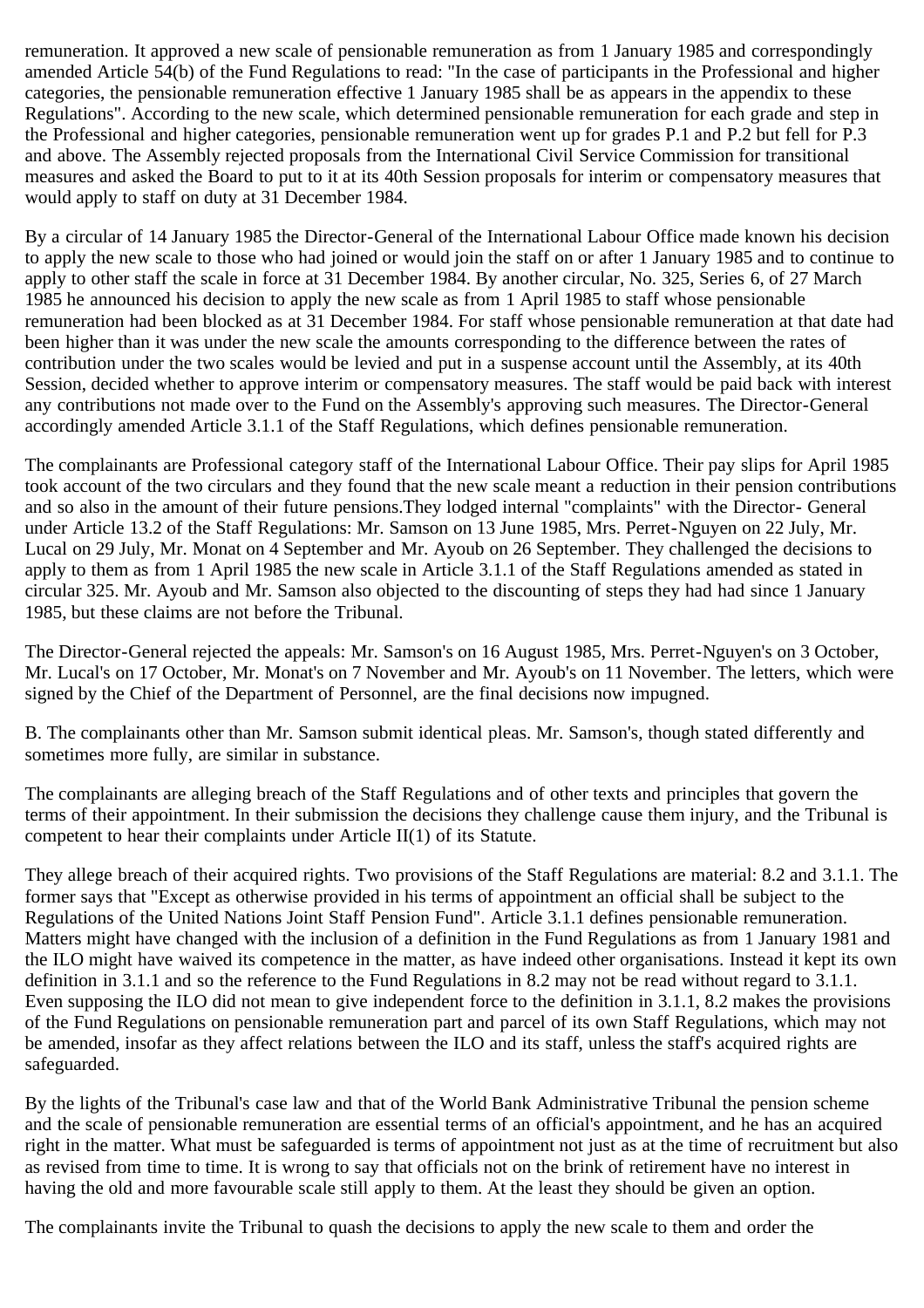remuneration. It approved a new scale of pensionable remuneration as from 1 January 1985 and correspondingly amended Article 54(b) of the Fund Regulations to read: "In the case of participants in the Professional and higher categories, the pensionable remuneration effective 1 January 1985 shall be as appears in the appendix to these Regulations". According to the new scale, which determined pensionable remuneration for each grade and step in the Professional and higher categories, pensionable remuneration went up for grades P.1 and P.2 but fell for P.3 and above. The Assembly rejected proposals from the International Civil Service Commission for transitional measures and asked the Board to put to it at its 40th Session proposals for interim or compensatory measures that would apply to staff on duty at 31 December 1984.

By a circular of 14 January 1985 the Director-General of the International Labour Office made known his decision to apply the new scale to those who had joined or would join the staff on or after 1 January 1985 and to continue to apply to other staff the scale in force at 31 December 1984. By another circular, No. 325, Series 6, of 27 March 1985 he announced his decision to apply the new scale as from 1 April 1985 to staff whose pensionable remuneration had been blocked as at 31 December 1984. For staff whose pensionable remuneration at that date had been higher than it was under the new scale the amounts corresponding to the difference between the rates of contribution under the two scales would be levied and put in a suspense account until the Assembly, at its 40th Session, decided whether to approve interim or compensatory measures. The staff would be paid back with interest any contributions not made over to the Fund on the Assembly's approving such measures. The Director-General accordingly amended Article 3.1.1 of the Staff Regulations, which defines pensionable remuneration.

The complainants are Professional category staff of the International Labour Office. Their pay slips for April 1985 took account of the two circulars and they found that the new scale meant a reduction in their pension contributions and so also in the amount of their future pensions.They lodged internal "complaints" with the Director- General under Article 13.2 of the Staff Regulations: Mr. Samson on 13 June 1985, Mrs. Perret-Nguyen on 22 July, Mr. Lucal on 29 July, Mr. Monat on 4 September and Mr. Ayoub on 26 September. They challenged the decisions to apply to them as from 1 April 1985 the new scale in Article 3.1.1 of the Staff Regulations amended as stated in circular 325. Mr. Ayoub and Mr. Samson also objected to the discounting of steps they had had since 1 January 1985, but these claims are not before the Tribunal.

The Director-General rejected the appeals: Mr. Samson's on 16 August 1985, Mrs. Perret-Nguyen's on 3 October, Mr. Lucal's on 17 October, Mr. Monat's on 7 November and Mr. Ayoub's on 11 November. The letters, which were signed by the Chief of the Department of Personnel, are the final decisions now impugned.

B. The complainants other than Mr. Samson submit identical pleas. Mr. Samson's, though stated differently and sometimes more fully, are similar in substance.

The complainants are alleging breach of the Staff Regulations and of other texts and principles that govern the terms of their appointment. In their submission the decisions they challenge cause them injury, and the Tribunal is competent to hear their complaints under Article II(1) of its Statute.

They allege breach of their acquired rights. Two provisions of the Staff Regulations are material: 8.2 and 3.1.1. The former says that "Except as otherwise provided in his terms of appointment an official shall be subject to the Regulations of the United Nations Joint Staff Pension Fund". Article 3.1.1 defines pensionable remuneration. Matters might have changed with the inclusion of a definition in the Fund Regulations as from 1 January 1981 and the ILO might have waived its competence in the matter, as have indeed other organisations. Instead it kept its own definition in 3.1.1 and so the reference to the Fund Regulations in 8.2 may not be read without regard to 3.1.1. Even supposing the ILO did not mean to give independent force to the definition in 3.1.1, 8.2 makes the provisions of the Fund Regulations on pensionable remuneration part and parcel of its own Staff Regulations, which may not be amended, insofar as they affect relations between the ILO and its staff, unless the staff's acquired rights are safeguarded.

By the lights of the Tribunal's case law and that of the World Bank Administrative Tribunal the pension scheme and the scale of pensionable remuneration are essential terms of an official's appointment, and he has an acquired right in the matter. What must be safeguarded is terms of appointment not just as at the time of recruitment but also as revised from time to time. It is wrong to say that officials not on the brink of retirement have no interest in having the old and more favourable scale still apply to them. At the least they should be given an option.

The complainants invite the Tribunal to quash the decisions to apply the new scale to them and order the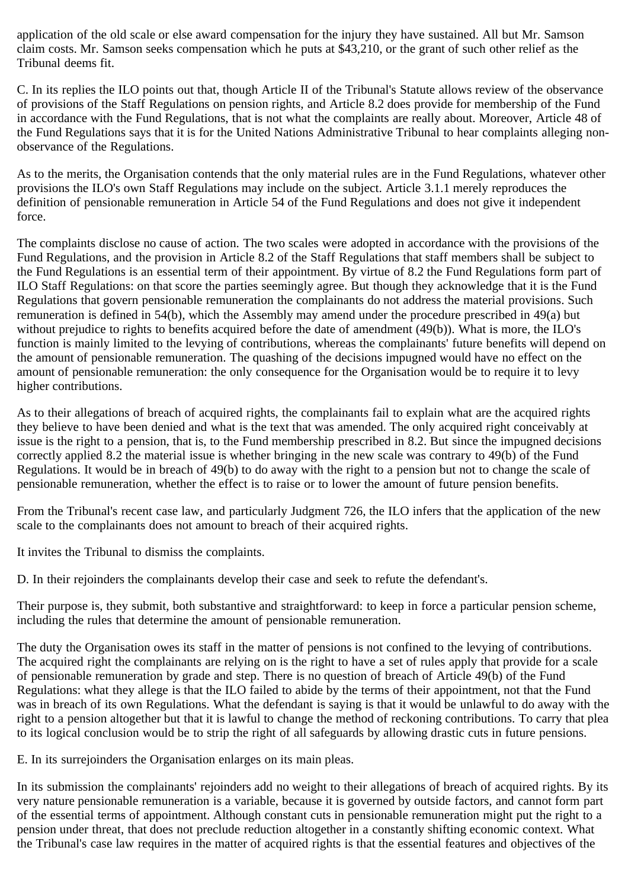application of the old scale or else award compensation for the injury they have sustained. All but Mr. Samson claim costs. Mr. Samson seeks compensation which he puts at $43,210, or the grant of such other relief as the Tribunal deems fit.

C. In its replies the ILO points out that, though Article II of the Tribunal's Statute allows review of the observance of provisions of the Staff Regulations on pension rights, and Article 8.2 does provide for membership of the Fund in accordance with the Fund Regulations, that is not what the complaints are really about. Moreover, Article 48 of the Fund Regulations says that it is for the United Nations Administrative Tribunal to hear complaints alleging non-observance of the Regulations.

As to the merits, the Organisation contends that the only material rules are in the Fund Regulations, whatever other provisions the ILO's own Staff Regulations may include on the subject. Article 3.1.1 merely reproduces the definition of pensionable remuneration in Article 54 of the Fund Regulations and does not give it independent force.

The complaints disclose no cause of action. The two scales were adopted in accordance with the provisions of the Fund Regulations, and the provision in Article 8.2 of the Staff Regulations that staff members shall be subject to the Fund Regulations is an essential term of their appointment. By virtue of 8.2 the Fund Regulations form part of ILO Staff Regulations: on that score the parties seemingly agree. But though they acknowledge that it is the Fund Regulations that govern pensionable remuneration the complainants do not address the material provisions. Such remuneration is defined in 54(b), which the Assembly may amend under the procedure prescribed in 49(a) but without prejudice to rights to benefits acquired before the date of amendment (49(b)). What is more, the ILO's function is mainly limited to the levying of contributions, whereas the complainants' future benefits will depend on the amount of pensionable remuneration. The quashing of the decisions impugned would have no effect on the amount of pensionable remuneration: the only consequence for the Organisation would be to require it to levy higher contributions.

As to their allegations of breach of acquired rights, the complainants fail to explain what are the acquired rights they believe to have been denied and what is the text that was amended. The only acquired right conceivably at issue is the right to a pension, that is, to the Fund membership prescribed in 8.2. But since the impugned decisions correctly applied 8.2 the material issue is whether bringing in the new scale was contrary to 49(b) of the Fund Regulations. It would be in breach of 49(b) to do away with the right to a pension but not to change the scale of pensionable remuneration, whether the effect is to raise or to lower the amount of future pension benefits.

From the Tribunal's recent case law, and particularly Judgment 726, the ILO infers that the application of the new scale to the complainants does not amount to breach of their acquired rights.

It invites the Tribunal to dismiss the complaints.

D. In their rejoinders the complainants develop their case and seek to refute the defendant's.

Their purpose is, they submit, both substantive and straightforward: to keep in force a particular pension scheme, including the rules that determine the amount of pensionable remuneration.

The duty the Organisation owes its staff in the matter of pensions is not confined to the levying of contributions. The acquired right the complainants are relying on is the right to have a set of rules apply that provide for a scale of pensionable remuneration by grade and step. There is no question of breach of Article 49(b) of the Fund Regulations: what they allege is that the ILO failed to abide by the terms of their appointment, not that the Fund was in breach of its own Regulations. What the defendant is saying is that it would be unlawful to do away with the right to a pension altogether but that it is lawful to change the method of reckoning contributions. To carry that plea to its logical conclusion would be to strip the right of all safeguards by allowing drastic cuts in future pensions.

E. In its surrejoinders the Organisation enlarges on its main pleas.

In its submission the complainants' rejoinders add no weight to their allegations of breach of acquired rights. By its very nature pensionable remuneration is a variable, because it is governed by outside factors, and cannot form part of the essential terms of appointment. Although constant cuts in pensionable remuneration might put the right to a pension under threat, that does not preclude reduction altogether in a constantly shifting economic context. What the Tribunal's case law requires in the matter of acquired rights is that the essential features and objectives of the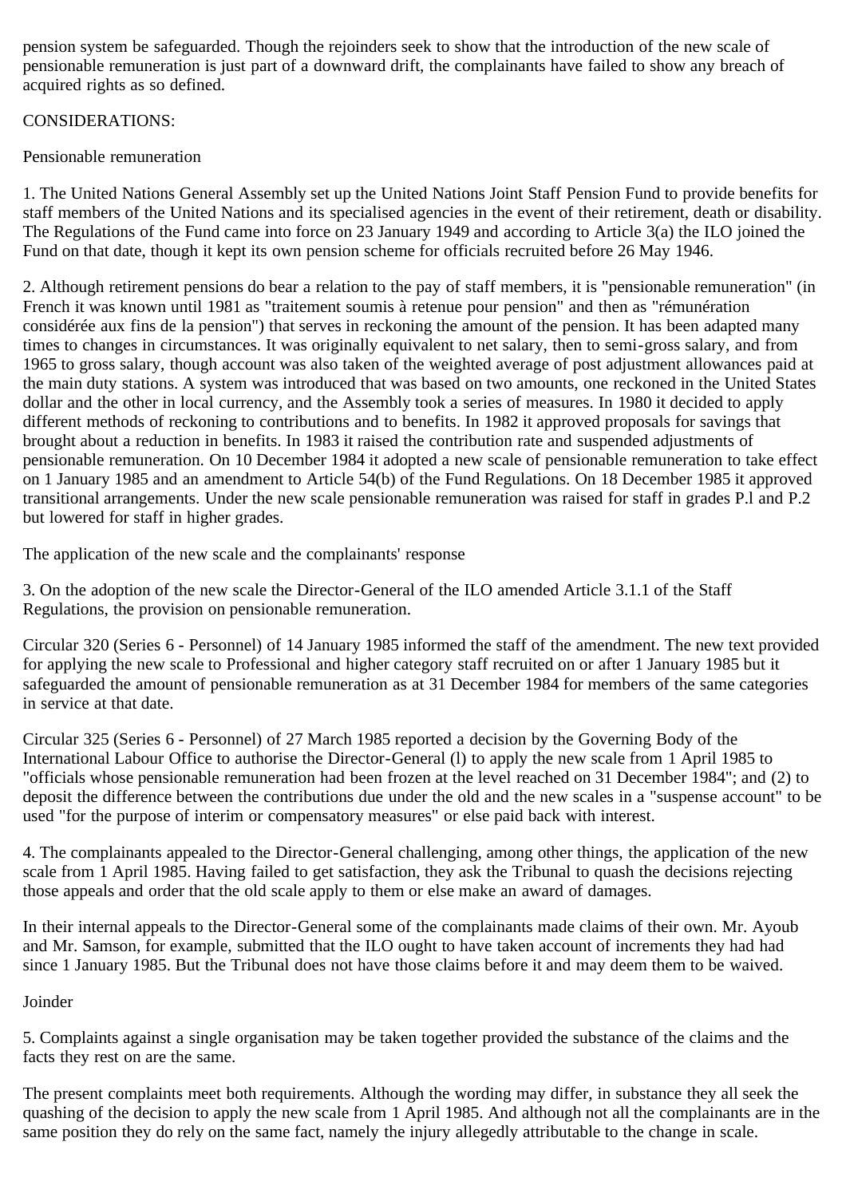pension system be safeguarded. Though the rejoinders seek to show that the introduction of the new scale of pensionable remuneration is just part of a downward drift, the complainants have failed to show any breach of acquired rights as so defined.

CONSIDERATIONS:

Pensionable remuneration

1. The United Nations General Assembly set up the United Nations Joint Staff Pension Fund to provide benefits for staff members of the United Nations and its specialised agencies in the event of their retirement, death or disability. The Regulations of the Fund came into force on 23 January 1949 and according to Article 3(a) the ILO joined the Fund on that date, though it kept its own pension scheme for officials recruited before 26 May 1946.

2. Although retirement pensions do bear a relation to the pay of staff members, it is "pensionable remuneration" (in French it was known until 1981 as "traitement soumis à retenue pour pension" and then as "rémunération considérée aux fins de la pension") that serves in reckoning the amount of the pension. It has been adapted many times to changes in circumstances. It was originally equivalent to net salary, then to semi-gross salary, and from 1965 to gross salary, though account was also taken of the weighted average of post adjustment allowances paid at the main duty stations. A system was introduced that was based on two amounts, one reckoned in the United States dollar and the other in local currency, and the Assembly took a series of measures. In 1980 it decided to apply different methods of reckoning to contributions and to benefits. In 1982 it approved proposals for savings that brought about a reduction in benefits. In 1983 it raised the contribution rate and suspended adjustments of pensionable remuneration. On 10 December 1984 it adopted a new scale of pensionable remuneration to take effect on 1 January 1985 and an amendment to Article 54(b) of the Fund Regulations. On 18 December 1985 it approved transitional arrangements. Under the new scale pensionable remuneration was raised for staff in grades P.l and P.2 but lowered for staff in higher grades.

The application of the new scale and the complainants' response

3. On the adoption of the new scale the Director-General of the ILO amended Article 3.1.1 of the Staff Regulations, the provision on pensionable remuneration.

Circular 320 (Series 6 - Personnel) of 14 January 1985 informed the staff of the amendment. The new text provided for applying the new scale to Professional and higher category staff recruited on or after 1 January 1985 but it safeguarded the amount of pensionable remuneration as at 31 December 1984 for members of the same categories in service at that date.

Circular 325 (Series 6 - Personnel) of 27 March 1985 reported a decision by the Governing Body of the International Labour Office to authorise the Director-General (l) to apply the new scale from 1 April 1985 to "officials whose pensionable remuneration had been frozen at the level reached on 31 December 1984"; and (2) to deposit the difference between the contributions due under the old and the new scales in a "suspense account" to be used "for the purpose of interim or compensatory measures" or else paid back with interest.

4. The complainants appealed to the Director-General challenging, among other things, the application of the new scale from 1 April 1985. Having failed to get satisfaction, they ask the Tribunal to quash the decisions rejecting those appeals and order that the old scale apply to them or else make an award of damages.

In their internal appeals to the Director-General some of the complainants made claims of their own. Mr. Ayoub and Mr. Samson, for example, submitted that the ILO ought to have taken account of increments they had had since 1 January 1985. But the Tribunal does not have those claims before it and may deem them to be waived.

Joinder

5. Complaints against a single organisation may be taken together provided the substance of the claims and the facts they rest on are the same.

The present complaints meet both requirements. Although the wording may differ, in substance they all seek the quashing of the decision to apply the new scale from 1 April 1985. And although not all the complainants are in the same position they do rely on the same fact, namely the injury allegedly attributable to the change in scale.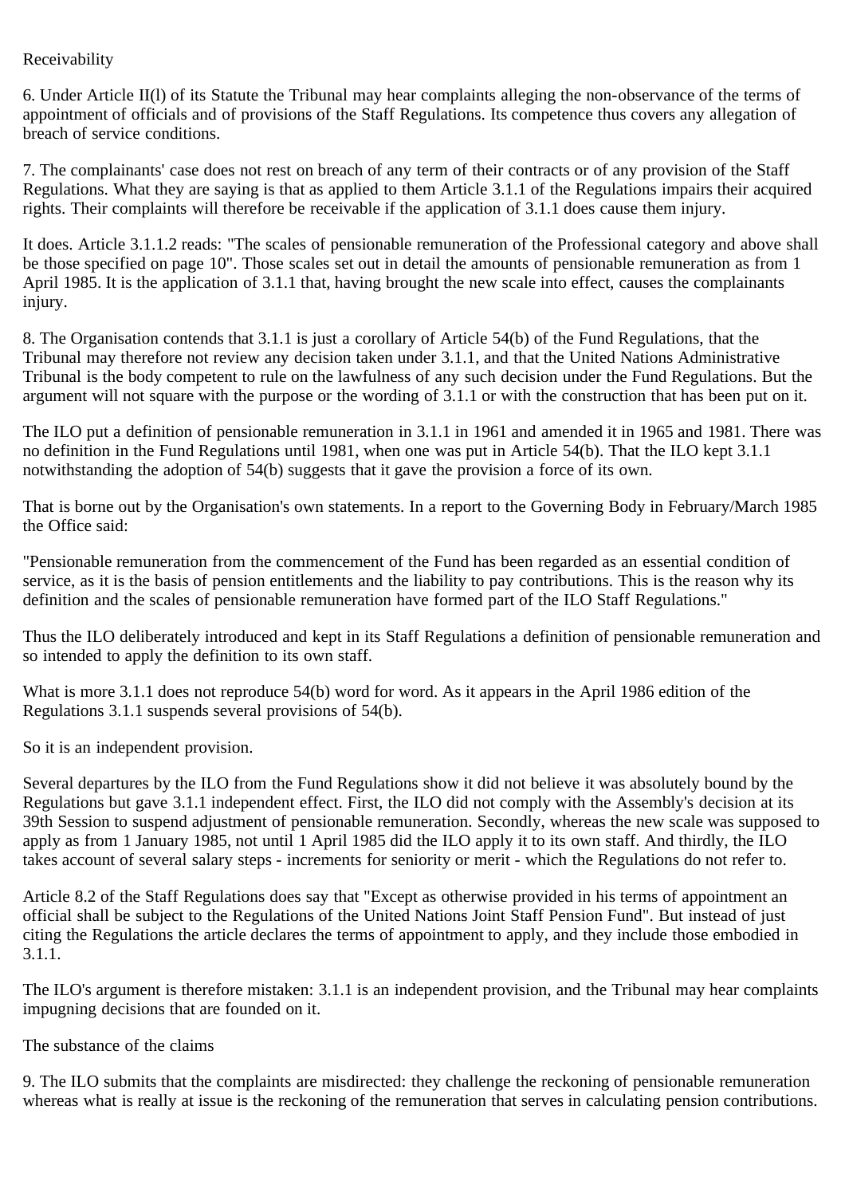Receivability

6. Under Article II(l) of its Statute the Tribunal may hear complaints alleging the non-observance of the terms of appointment of officials and of provisions of the Staff Regulations. Its competence thus covers any allegation of breach of service conditions.

7. The complainants' case does not rest on breach of any term of their contracts or of any provision of the Staff Regulations. What they are saying is that as applied to them Article 3.1.1 of the Regulations impairs their acquired rights. Their complaints will therefore be receivable if the application of 3.1.1 does cause them injury.

It does. Article 3.1.1.2 reads: "The scales of pensionable remuneration of the Professional category and above shall be those specified on page 10". Those scales set out in detail the amounts of pensionable remuneration as from 1 April 1985. It is the application of 3.1.1 that, having brought the new scale into effect, causes the complainants injury.

8. The Organisation contends that 3.1.1 is just a corollary of Article 54(b) of the Fund Regulations, that the Tribunal may therefore not review any decision taken under 3.1.1, and that the United Nations Administrative Tribunal is the body competent to rule on the lawfulness of any such decision under the Fund Regulations. But the argument will not square with the purpose or the wording of 3.1.1 or with the construction that has been put on it.

The ILO put a definition of pensionable remuneration in 3.1.1 in 1961 and amended it in 1965 and 1981. There was no definition in the Fund Regulations until 1981, when one was put in Article 54(b). That the ILO kept 3.1.1 notwithstanding the adoption of 54(b) suggests that it gave the provision a force of its own.

That is borne out by the Organisation's own statements. In a report to the Governing Body in February/March 1985 the Office said:

"Pensionable remuneration from the commencement of the Fund has been regarded as an essential condition of service, as it is the basis of pension entitlements and the liability to pay contributions. This is the reason why its definition and the scales of pensionable remuneration have formed part of the ILO Staff Regulations."

Thus the ILO deliberately introduced and kept in its Staff Regulations a definition of pensionable remuneration and so intended to apply the definition to its own staff.

What is more 3.1.1 does not reproduce 54(b) word for word. As it appears in the April 1986 edition of the Regulations 3.1.1 suspends several provisions of 54(b).

So it is an independent provision.

Several departures by the ILO from the Fund Regulations show it did not believe it was absolutely bound by the Regulations but gave 3.1.1 independent effect. First, the ILO did not comply with the Assembly's decision at its 39th Session to suspend adjustment of pensionable remuneration. Secondly, whereas the new scale was supposed to apply as from 1 January 1985, not until 1 April 1985 did the ILO apply it to its own staff. And thirdly, the ILO takes account of several salary steps - increments for seniority or merit - which the Regulations do not refer to.

Article 8.2 of the Staff Regulations does say that "Except as otherwise provided in his terms of appointment an official shall be subject to the Regulations of the United Nations Joint Staff Pension Fund". But instead of just citing the Regulations the article declares the terms of appointment to apply, and they include those embodied in 3.1.1.

The ILO's argument is therefore mistaken: 3.1.1 is an independent provision, and the Tribunal may hear complaints impugning decisions that are founded on it.

The substance of the claims

9. The ILO submits that the complaints are misdirected: they challenge the reckoning of pensionable remuneration whereas what is really at issue is the reckoning of the remuneration that serves in calculating pension contributions.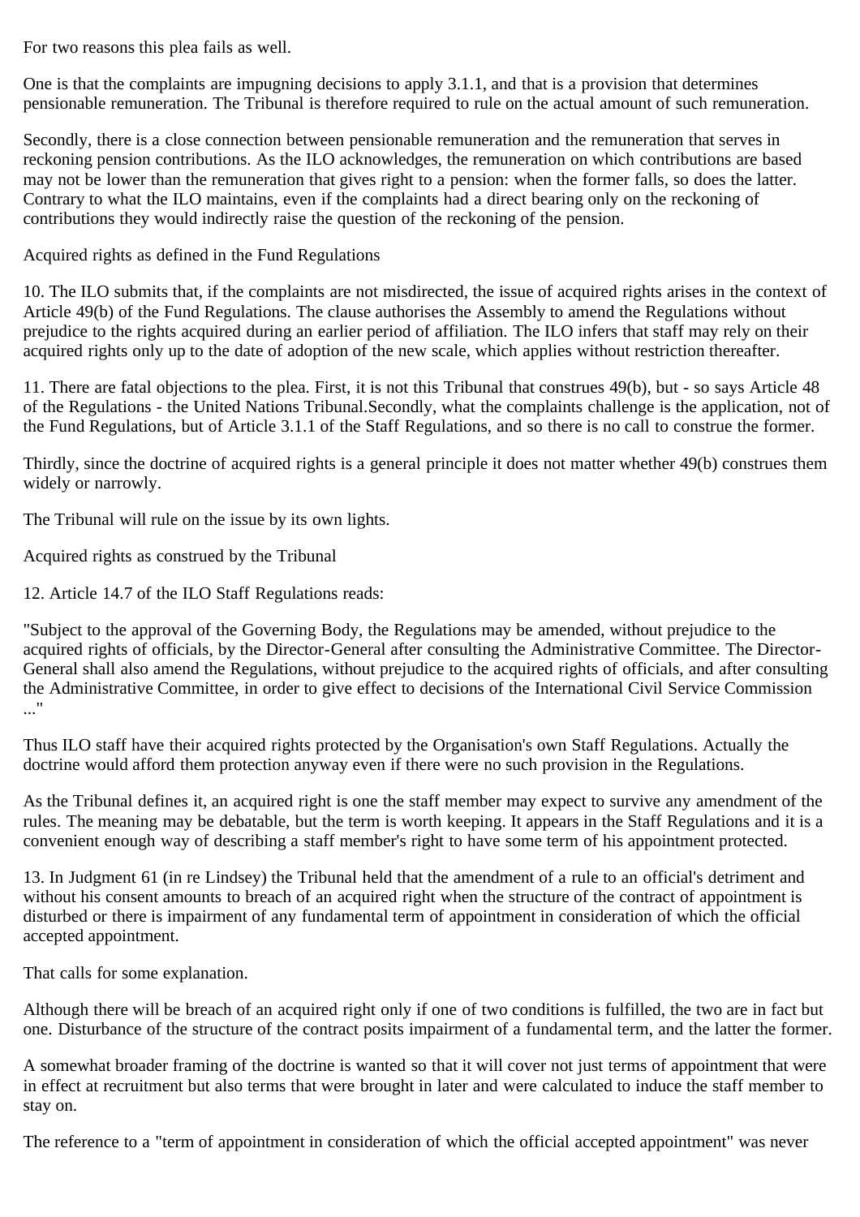For two reasons this plea fails as well.

One is that the complaints are impugning decisions to apply 3.1.1, and that is a provision that determines pensionable remuneration. The Tribunal is therefore required to rule on the actual amount of such remuneration.

Secondly, there is a close connection between pensionable remuneration and the remuneration that serves in reckoning pension contributions. As the ILO acknowledges, the remuneration on which contributions are based may not be lower than the remuneration that gives right to a pension: when the former falls, so does the latter. Contrary to what the ILO maintains, even if the complaints had a direct bearing only on the reckoning of contributions they would indirectly raise the question of the reckoning of the pension.

Acquired rights as defined in the Fund Regulations

10. The ILO submits that, if the complaints are not misdirected, the issue of acquired rights arises in the context of Article 49(b) of the Fund Regulations. The clause authorises the Assembly to amend the Regulations without prejudice to the rights acquired during an earlier period of affiliation. The ILO infers that staff may rely on their acquired rights only up to the date of adoption of the new scale, which applies without restriction thereafter.

11. There are fatal objections to the plea. First, it is not this Tribunal that construes 49(b), but - so says Article 48 of the Regulations - the United Nations Tribunal.Secondly, what the complaints challenge is the application, not of the Fund Regulations, but of Article 3.1.1 of the Staff Regulations, and so there is no call to construe the former.

Thirdly, since the doctrine of acquired rights is a general principle it does not matter whether 49(b) construes them widely or narrowly.

The Tribunal will rule on the issue by its own lights.

Acquired rights as construed by the Tribunal

12. Article 14.7 of the ILO Staff Regulations reads:

"Subject to the approval of the Governing Body, the Regulations may be amended, without prejudice to the acquired rights of officials, by the Director-General after consulting the Administrative Committee. The Director-General shall also amend the Regulations, without prejudice to the acquired rights of officials, and after consulting the Administrative Committee, in order to give effect to decisions of the International Civil Service Commission ..."

Thus ILO staff have their acquired rights protected by the Organisation's own Staff Regulations. Actually the doctrine would afford them protection anyway even if there were no such provision in the Regulations.

As the Tribunal defines it, an acquired right is one the staff member may expect to survive any amendment of the rules. The meaning may be debatable, but the term is worth keeping. It appears in the Staff Regulations and it is a convenient enough way of describing a staff member's right to have some term of his appointment protected.

13. In Judgment 61 (in re Lindsey) the Tribunal held that the amendment of a rule to an official's detriment and without his consent amounts to breach of an acquired right when the structure of the contract of appointment is disturbed or there is impairment of any fundamental term of appointment in consideration of which the official accepted appointment.

That calls for some explanation.

Although there will be breach of an acquired right only if one of two conditions is fulfilled, the two are in fact but one. Disturbance of the structure of the contract posits impairment of a fundamental term, and the latter the former.

A somewhat broader framing of the doctrine is wanted so that it will cover not just terms of appointment that were in effect at recruitment but also terms that were brought in later and were calculated to induce the staff member to stay on.

The reference to a "term of appointment in consideration of which the official accepted appointment" was never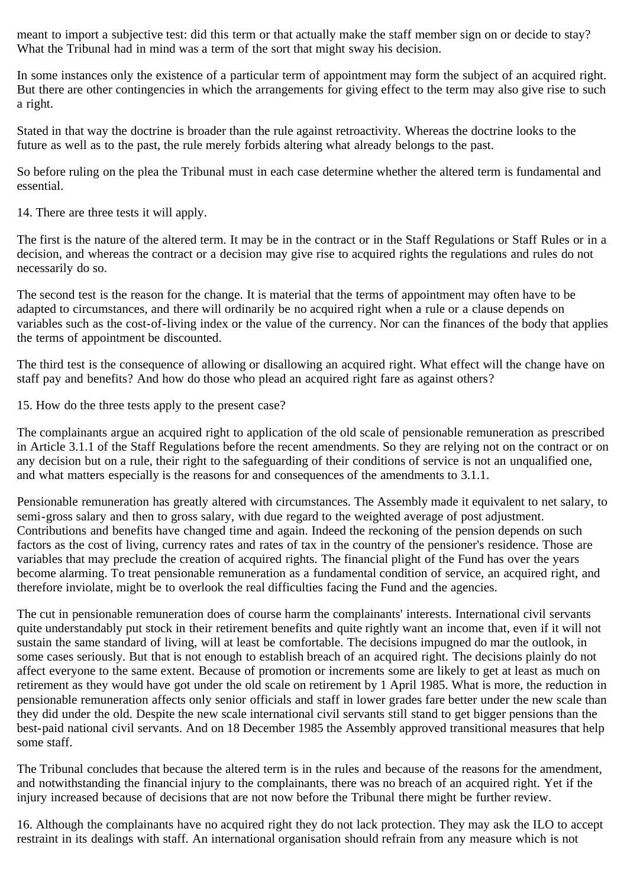meant to import a subjective test: did this term or that actually make the staff member sign on or decide to stay? What the Tribunal had in mind was a term of the sort that might sway his decision.

In some instances only the existence of a particular term of appointment may form the subject of an acquired right. But there are other contingencies in which the arrangements for giving effect to the term may also give rise to such a right.

Stated in that way the doctrine is broader than the rule against retroactivity. Whereas the doctrine looks to the future as well as to the past, the rule merely forbids altering what already belongs to the past.

So before ruling on the plea the Tribunal must in each case determine whether the altered term is fundamental and essential.

14. There are three tests it will apply.

The first is the nature of the altered term. It may be in the contract or in the Staff Regulations or Staff Rules or in a decision, and whereas the contract or a decision may give rise to acquired rights the regulations and rules do not necessarily do so.

The second test is the reason for the change. It is material that the terms of appointment may often have to be adapted to circumstances, and there will ordinarily be no acquired right when a rule or a clause depends on variables such as the cost-of-living index or the value of the currency. Nor can the finances of the body that applies the terms of appointment be discounted.

The third test is the consequence of allowing or disallowing an acquired right. What effect will the change have on staff pay and benefits? And how do those who plead an acquired right fare as against others?

15. How do the three tests apply to the present case?

The complainants argue an acquired right to application of the old scale of pensionable remuneration as prescribed in Article 3.1.1 of the Staff Regulations before the recent amendments. So they are relying not on the contract or on any decision but on a rule, their right to the safeguarding of their conditions of service is not an unqualified one, and what matters especially is the reasons for and consequences of the amendments to 3.1.1.

Pensionable remuneration has greatly altered with circumstances. The Assembly made it equivalent to net salary, to semi-gross salary and then to gross salary, with due regard to the weighted average of post adjustment. Contributions and benefits have changed time and again. Indeed the reckoning of the pension depends on such factors as the cost of living, currency rates and rates of tax in the country of the pensioner's residence. Those are variables that may preclude the creation of acquired rights. The financial plight of the Fund has over the years become alarming. To treat pensionable remuneration as a fundamental condition of service, an acquired right, and therefore inviolate, might be to overlook the real difficulties facing the Fund and the agencies.

The cut in pensionable remuneration does of course harm the complainants' interests. International civil servants quite understandably put stock in their retirement benefits and quite rightly want an income that, even if it will not sustain the same standard of living, will at least be comfortable. The decisions impugned do mar the outlook, in some cases seriously. But that is not enough to establish breach of an acquired right. The decisions plainly do not affect everyone to the same extent. Because of promotion or increments some are likely to get at least as much on retirement as they would have got under the old scale on retirement by 1 April 1985. What is more, the reduction in pensionable remuneration affects only senior officials and staff in lower grades fare better under the new scale than they did under the old. Despite the new scale international civil servants still stand to get bigger pensions than the best-paid national civil servants. And on 18 December 1985 the Assembly approved transitional measures that help some staff.

The Tribunal concludes that because the altered term is in the rules and because of the reasons for the amendment, and notwithstanding the financial injury to the complainants, there was no breach of an acquired right. Yet if the injury increased because of decisions that are not now before the Tribunal there might be further review.

16. Although the complainants have no acquired right they do not lack protection. They may ask the ILO to accept restraint in its dealings with staff. An international organisation should refrain from any measure which is not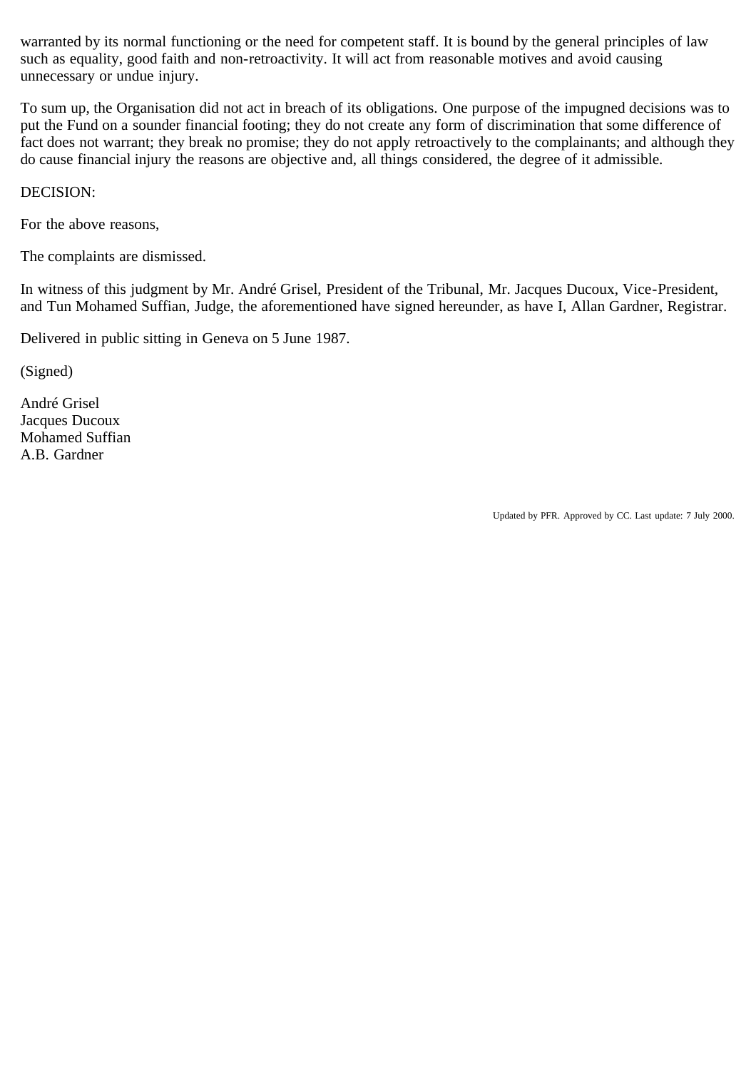warranted by its normal functioning or the need for competent staff. It is bound by the general principles of law such as equality, good faith and non-retroactivity. It will act from reasonable motives and avoid causing unnecessary or undue injury.

To sum up, the Organisation did not act in breach of its obligations. One purpose of the impugned decisions was to put the Fund on a sounder financial footing; they do not create any form of discrimination that some difference of fact does not warrant; they break no promise; they do not apply retroactively to the complainants; and although they do cause financial injury the reasons are objective and, all things considered, the degree of it admissible.

DECISION:

For the above reasons,

The complaints are dismissed.

In witness of this judgment by Mr. André Grisel, President of the Tribunal, Mr. Jacques Ducoux, Vice-President, and Tun Mohamed Suffian, Judge, the aforementioned have signed hereunder, as have I, Allan Gardner, Registrar.

Delivered in public sitting in Geneva on 5 June 1987.

(Signed)

André Grisel
Jacques Ducoux
Mohamed Suffian
A.B. Gardner

Updated by PFR. Approved by CC. Last update: 7 July 2000.